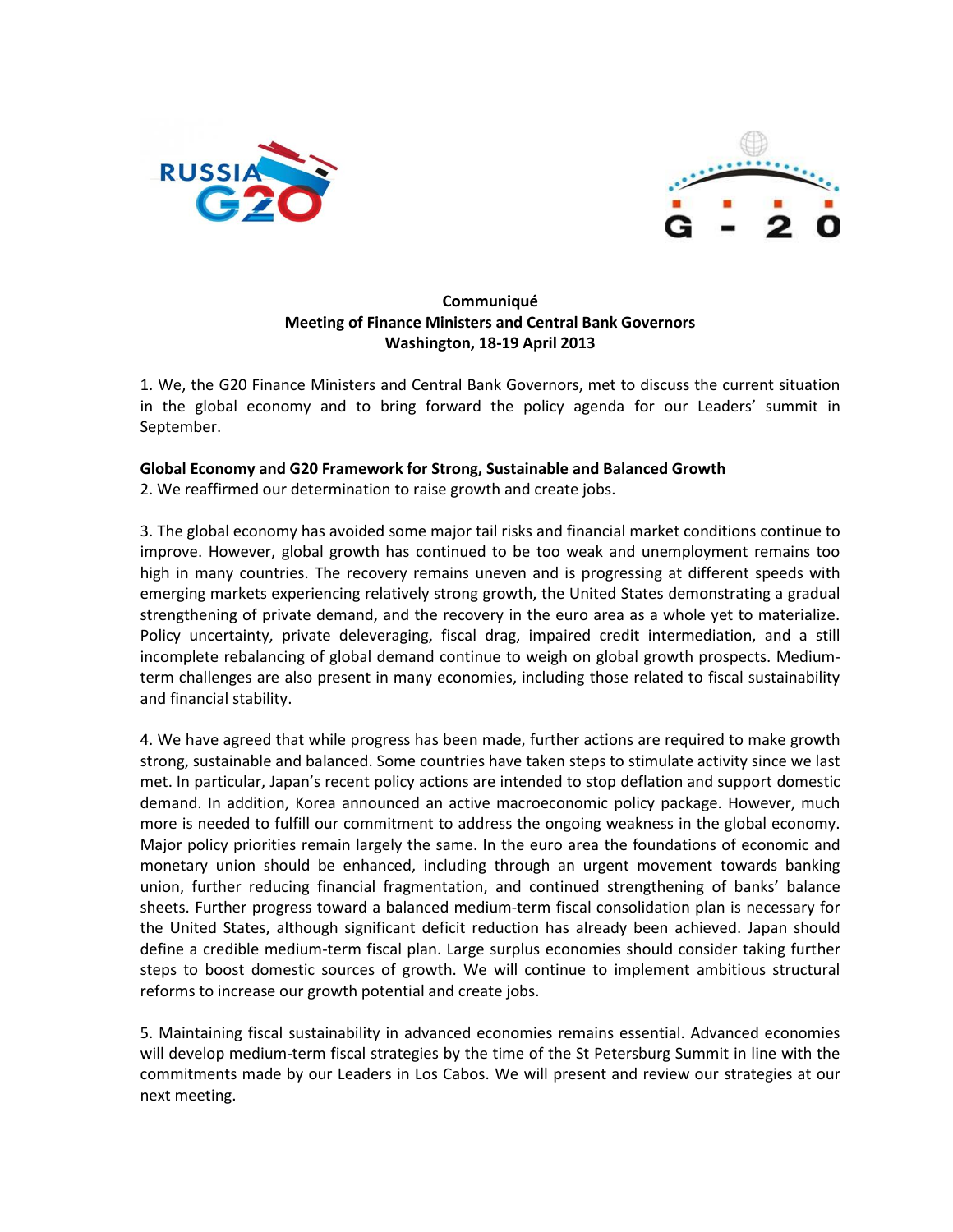**Communiqué**
**Meeting of Finance Ministers and Central Bank Governors**
**Washington, 18-19 April 2013**

1. We, the G20 Finance Ministers and Central Bank Governors, met to discuss the current situation in the global economy and to bring forward the policy agenda for our Leaders' summit in September.

**Global Economy and G20 Framework for Strong, Sustainable and Balanced Growth**

2. We reaffirmed our determination to raise growth and create jobs.

3. The global economy has avoided some major tail risks and financial market conditions continue to improve. However, global growth has continued to be too weak and unemployment remains too high in many countries. The recovery remains uneven and is progressing at different speeds with emerging markets experiencing relatively strong growth, the United States demonstrating a gradual strengthening of private demand, and the recovery in the euro area as a whole yet to materialize. Policy uncertainty, private deleveraging, fiscal drag, impaired credit intermediation, and a still incomplete rebalancing of global demand continue to weigh on global growth prospects. Medium-term challenges are also present in many economies, including those related to fiscal sustainability and financial stability.

4. We have agreed that while progress has been made, further actions are required to make growth strong, sustainable and balanced. Some countries have taken steps to stimulate activity since we last met. In particular, Japan's recent policy actions are intended to stop deflation and support domestic demand. In addition, Korea announced an active macroeconomic policy package. However, much more is needed to fulfill our commitment to address the ongoing weakness in the global economy. Major policy priorities remain largely the same. In the euro area the foundations of economic and monetary union should be enhanced, including through an urgent movement towards banking union, further reducing financial fragmentation, and continued strengthening of banks' balance sheets. Further progress toward a balanced medium-term fiscal consolidation plan is necessary for the United States, although significant deficit reduction has already been achieved. Japan should define a credible medium-term fiscal plan. Large surplus economies should consider taking further steps to boost domestic sources of growth. We will continue to implement ambitious structural reforms to increase our growth potential and create jobs.

5. Maintaining fiscal sustainability in advanced economies remains essential. Advanced economies will develop medium-term fiscal strategies by the time of the St Petersburg Summit in line with the commitments made by our Leaders in Los Cabos. We will present and review our strategies at our next meeting.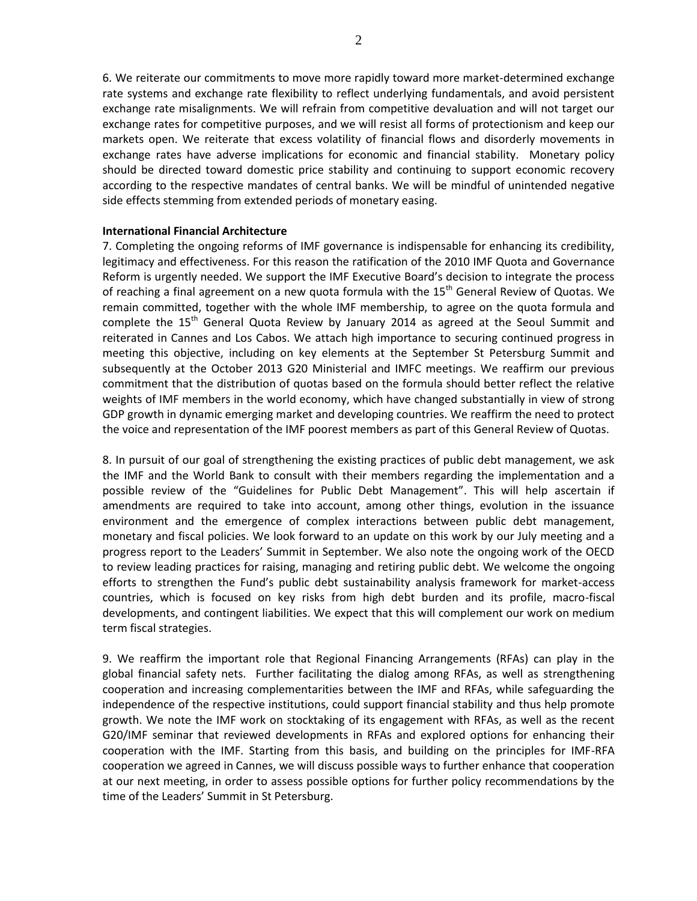6. We reiterate our commitments to move more rapidly toward more market-determined exchange rate systems and exchange rate flexibility to reflect underlying fundamentals, and avoid persistent exchange rate misalignments. We will refrain from competitive devaluation and will not target our exchange rates for competitive purposes, and we will resist all forms of protectionism and keep our markets open. We reiterate that excess volatility of financial flows and disorderly movements in exchange rates have adverse implications for economic and financial stability. Monetary policy should be directed toward domestic price stability and continuing to support economic recovery according to the respective mandates of central banks. We will be mindful of unintended negative side effects stemming from extended periods of monetary easing.

**International Financial Architecture**

7. Completing the ongoing reforms of IMF governance is indispensable for enhancing its credibility, legitimacy and effectiveness. For this reason the ratification of the 2010 IMF Quota and Governance Reform is urgently needed. We support the IMF Executive Board's decision to integrate the process of reaching a final agreement on a new quota formula with the 15th General Review of Quotas. We remain committed, together with the whole IMF membership, to agree on the quota formula and complete the 15th General Quota Review by January 2014 as agreed at the Seoul Summit and reiterated in Cannes and Los Cabos. We attach high importance to securing continued progress in meeting this objective, including on key elements at the September St Petersburg Summit and subsequently at the October 2013 G20 Ministerial and IMFC meetings. We reaffirm our previous commitment that the distribution of quotas based on the formula should better reflect the relative weights of IMF members in the world economy, which have changed substantially in view of strong GDP growth in dynamic emerging market and developing countries. We reaffirm the need to protect the voice and representation of the IMF poorest members as part of this General Review of Quotas.

8. In pursuit of our goal of strengthening the existing practices of public debt management, we ask the IMF and the World Bank to consult with their members regarding the implementation and a possible review of the "Guidelines for Public Debt Management". This will help ascertain if amendments are required to take into account, among other things, evolution in the issuance environment and the emergence of complex interactions between public debt management, monetary and fiscal policies. We look forward to an update on this work by our July meeting and a progress report to the Leaders' Summit in September. We also note the ongoing work of the OECD to review leading practices for raising, managing and retiring public debt. We welcome the ongoing efforts to strengthen the Fund's public debt sustainability analysis framework for market-access countries, which is focused on key risks from high debt burden and its profile, macro-fiscal developments, and contingent liabilities. We expect that this will complement our work on medium term fiscal strategies.

9. We reaffirm the important role that Regional Financing Arrangements (RFAs) can play in the global financial safety nets. Further facilitating the dialog among RFAs, as well as strengthening cooperation and increasing complementarities between the IMF and RFAs, while safeguarding the independence of the respective institutions, could support financial stability and thus help promote growth. We note the IMF work on stocktaking of its engagement with RFAs, as well as the recent G20/IMF seminar that reviewed developments in RFAs and explored options for enhancing their cooperation with the IMF. Starting from this basis, and building on the principles for IMF-RFA cooperation we agreed in Cannes, we will discuss possible ways to further enhance that cooperation at our next meeting, in order to assess possible options for further policy recommendations by the time of the Leaders' Summit in St Petersburg.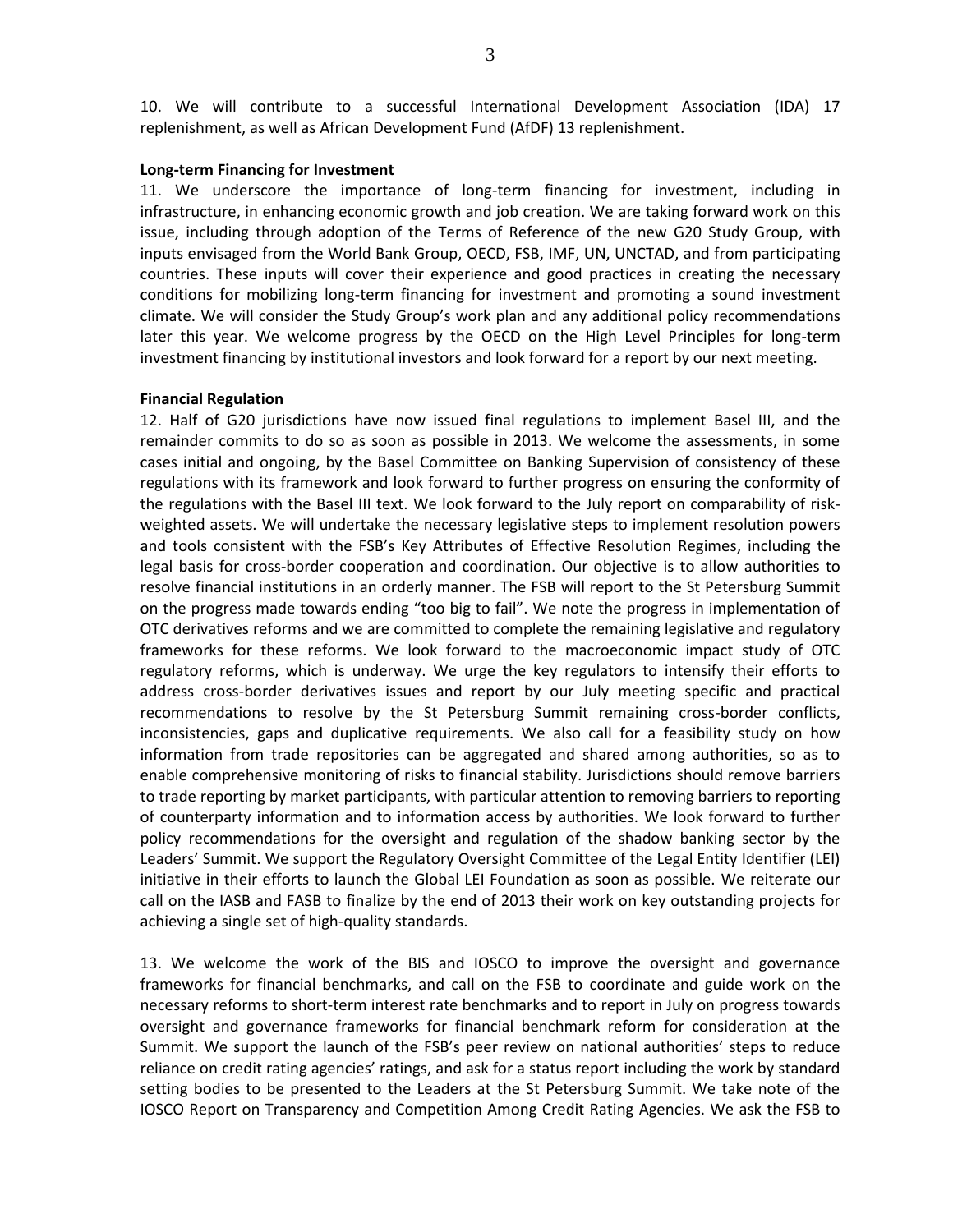10. We will contribute to a successful International Development Association (IDA) 17 replenishment, as well as African Development Fund (AfDF) 13 replenishment.

**Long-term Financing for Investment**

11. We underscore the importance of long-term financing for investment, including in infrastructure, in enhancing economic growth and job creation. We are taking forward work on this issue, including through adoption of the Terms of Reference of the new G20 Study Group, with inputs envisaged from the World Bank Group, OECD, FSB, IMF, UN, UNCTAD, and from participating countries. These inputs will cover their experience and good practices in creating the necessary conditions for mobilizing long-term financing for investment and promoting a sound investment climate. We will consider the Study Group's work plan and any additional policy recommendations later this year. We welcome progress by the OECD on the High Level Principles for long-term investment financing by institutional investors and look forward for a report by our next meeting.

**Financial Regulation**

12. Half of G20 jurisdictions have now issued final regulations to implement Basel III, and the remainder commits to do so as soon as possible in 2013. We welcome the assessments, in some cases initial and ongoing, by the Basel Committee on Banking Supervision of consistency of these regulations with its framework and look forward to further progress on ensuring the conformity of the regulations with the Basel III text. We look forward to the July report on comparability of risk-weighted assets. We will undertake the necessary legislative steps to implement resolution powers and tools consistent with the FSB's Key Attributes of Effective Resolution Regimes, including the legal basis for cross-border cooperation and coordination. Our objective is to allow authorities to resolve financial institutions in an orderly manner. The FSB will report to the St Petersburg Summit on the progress made towards ending "too big to fail". We note the progress in implementation of OTC derivatives reforms and we are committed to complete the remaining legislative and regulatory frameworks for these reforms. We look forward to the macroeconomic impact study of OTC regulatory reforms, which is underway. We urge the key regulators to intensify their efforts to address cross-border derivatives issues and report by our July meeting specific and practical recommendations to resolve by the St Petersburg Summit remaining cross-border conflicts, inconsistencies, gaps and duplicative requirements. We also call for a feasibility study on how information from trade repositories can be aggregated and shared among authorities, so as to enable comprehensive monitoring of risks to financial stability. Jurisdictions should remove barriers to trade reporting by market participants, with particular attention to removing barriers to reporting of counterparty information and to information access by authorities. We look forward to further policy recommendations for the oversight and regulation of the shadow banking sector by the Leaders' Summit. We support the Regulatory Oversight Committee of the Legal Entity Identifier (LEI) initiative in their efforts to launch the Global LEI Foundation as soon as possible. We reiterate our call on the IASB and FASB to finalize by the end of 2013 their work on key outstanding projects for achieving a single set of high-quality standards.

13. We welcome the work of the BIS and IOSCO to improve the oversight and governance frameworks for financial benchmarks, and call on the FSB to coordinate and guide work on the necessary reforms to short-term interest rate benchmarks and to report in July on progress towards oversight and governance frameworks for financial benchmark reform for consideration at the Summit. We support the launch of the FSB's peer review on national authorities' steps to reduce reliance on credit rating agencies' ratings, and ask for a status report including the work by standard setting bodies to be presented to the Leaders at the St Petersburg Summit. We take note of the IOSCO Report on Transparency and Competition Among Credit Rating Agencies. We ask the FSB to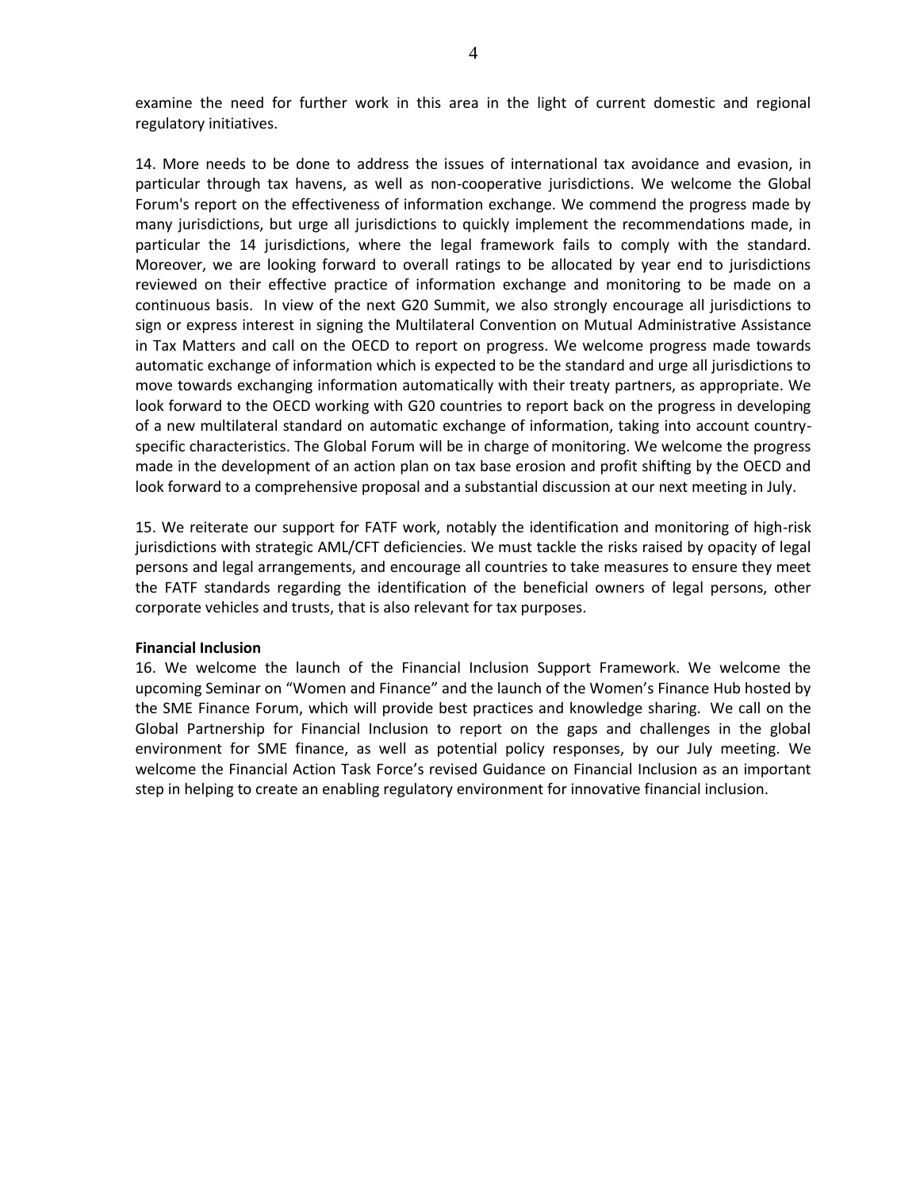examine the need for further work in this area in the light of current domestic and regional regulatory initiatives.

14. More needs to be done to address the issues of international tax avoidance and evasion, in particular through tax havens, as well as non-cooperative jurisdictions. We welcome the Global Forum's report on the effectiveness of information exchange. We commend the progress made by many jurisdictions, but urge all jurisdictions to quickly implement the recommendations made, in particular the 14 jurisdictions, where the legal framework fails to comply with the standard. Moreover, we are looking forward to overall ratings to be allocated by year end to jurisdictions reviewed on their effective practice of information exchange and monitoring to be made on a continuous basis. In view of the next G20 Summit, we also strongly encourage all jurisdictions to sign or express interest in signing the Multilateral Convention on Mutual Administrative Assistance in Tax Matters and call on the OECD to report on progress. We welcome progress made towards automatic exchange of information which is expected to be the standard and urge all jurisdictions to move towards exchanging information automatically with their treaty partners, as appropriate. We look forward to the OECD working with G20 countries to report back on the progress in developing of a new multilateral standard on automatic exchange of information, taking into account country-specific characteristics. The Global Forum will be in charge of monitoring. We welcome the progress made in the development of an action plan on tax base erosion and profit shifting by the OECD and look forward to a comprehensive proposal and a substantial discussion at our next meeting in July.

15. We reiterate our support for FATF work, notably the identification and monitoring of high-risk jurisdictions with strategic AML/CFT deficiencies. We must tackle the risks raised by opacity of legal persons and legal arrangements, and encourage all countries to take measures to ensure they meet the FATF standards regarding the identification of the beneficial owners of legal persons, other corporate vehicles and trusts, that is also relevant for tax purposes.

**Financial Inclusion**

16. We welcome the launch of the Financial Inclusion Support Framework. We welcome the upcoming Seminar on "Women and Finance" and the launch of the Women's Finance Hub hosted by the SME Finance Forum, which will provide best practices and knowledge sharing. We call on the Global Partnership for Financial Inclusion to report on the gaps and challenges in the global environment for SME finance, as well as potential policy responses, by our July meeting. We welcome the Financial Action Task Force's revised Guidance on Financial Inclusion as an important step in helping to create an enabling regulatory environment for innovative financial inclusion.